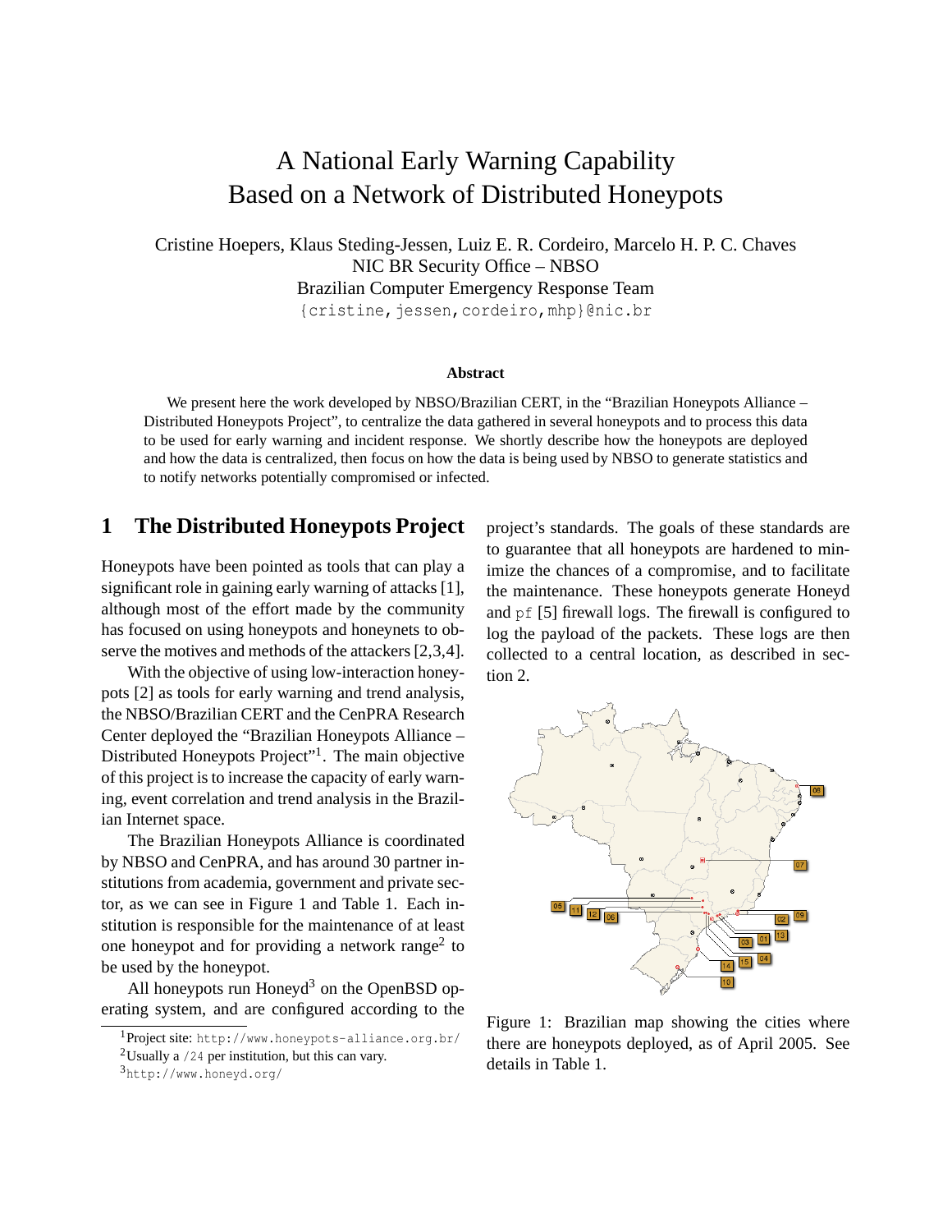# A National Early Warning Capability Based on a Network of Distributed Honeypots

Cristine Hoepers, Klaus Steding-Jessen, Luiz E. R. Cordeiro, Marcelo H. P. C. Chaves
NIC BR Security Office – NBSO
Brazilian Computer Emergency Response Team
{cristine,jessen,cordeiro,mhp}@nic.br

**Abstract**

We present here the work developed by NBSO/Brazilian CERT, in the "Brazilian Honeypots Alliance – Distributed Honeypots Project", to centralize the data gathered in several honeypots and to process this data to be used for early warning and incident response. We shortly describe how the honeypots are deployed and how the data is centralized, then focus on how the data is being used by NBSO to generate statistics and to notify networks potentially compromised or infected.

## 1 The Distributed Honeypots Project

Honeypots have been pointed as tools that can play a significant role in gaining early warning of attacks [1], although most of the effort made by the community has focused on using honeypots and honeynets to observe the motives and methods of the attackers [2,3,4].

With the objective of using low-interaction honeypots [2] as tools for early warning and trend analysis, the NBSO/Brazilian CERT and the CenPRA Research Center deployed the "Brazilian Honeypots Alliance – Distributed Honeypots Project"[1]. The main objective of this project is to increase the capacity of early warning, event correlation and trend analysis in the Brazilian Internet space.

The Brazilian Honeypots Alliance is coordinated by NBSO and CenPRA, and has around 30 partner institutions from academia, government and private sector, as we can see in Figure 1 and Table 1. Each institution is responsible for the maintenance of at least one honeypot and for providing a network range[2] to be used by the honeypot.

All honeypots run Honeyd[3] on the OpenBSD operating system, and are configured according to the project's standards. The goals of these standards are to guarantee that all honeypots are hardened to minimize the chances of a compromise, and to facilitate the maintenance. These honeypots generate Honeyd and pf [5] firewall logs. The firewall is configured to log the payload of the packets. These logs are then collected to a central location, as described in section 2.

Figure 1: Brazilian map showing the cities where there are honeypots deployed, as of April 2005. See details in Table 1.

[1] Project site: http://www.honeypots-alliance.org.br/

[2] Usually a /24 per institution, but this can vary.

[3] http://www.honeyd.org/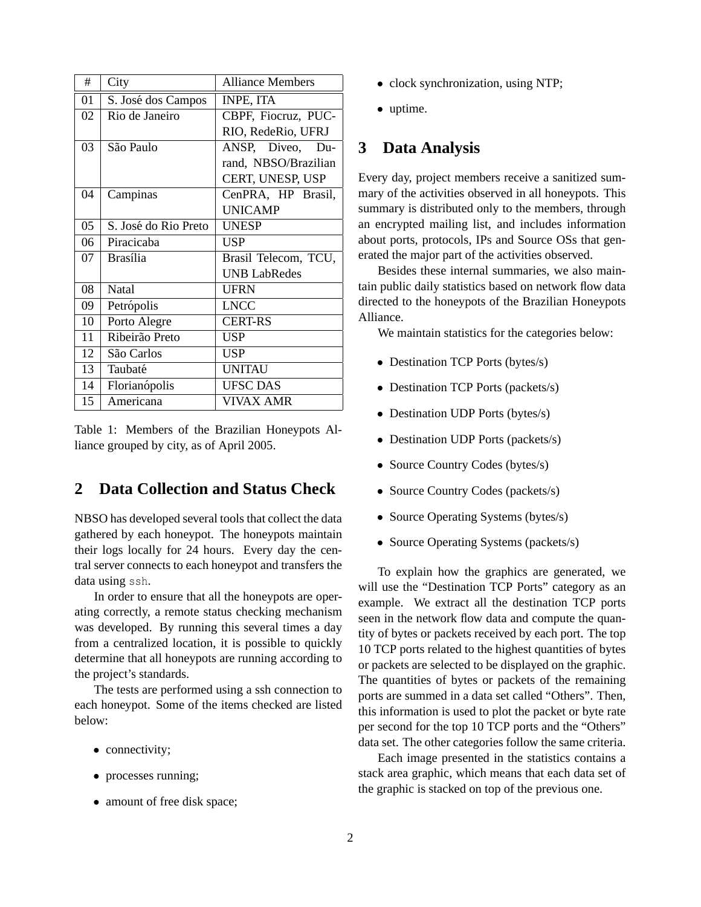| # | City | Alliance Members |
|---|---|---|
| 01 | S. José dos Campos | INPE, ITA |
| 02 | Rio de Janeiro | CBPF, Fiocruz, PUC-RIO, RedeRio, UFRJ |
| 03 | São Paulo | ANSP, Diveo, Durand, NBSO/Brazilian CERT, UNESP, USP |
| 04 | Campinas | CenPRA, HP Brasil, UNICAMP |
| 05 | S. José do Rio Preto | UNESP |
| 06 | Piracicaba | USP |
| 07 | Brasília | Brasil Telecom, TCU, UNB LabRedes |
| 08 | Natal | UFRN |
| 09 | Petrópolis | LNCC |
| 10 | Porto Alegre | CERT-RS |
| 11 | Ribeirão Preto | USP |
| 12 | São Carlos | USP |
| 13 | Taubaté | UNITAU |
| 14 | Florianópolis | UFSC DAS |
| 15 | Americana | VIVAX AMR |

Table 1: Members of the Brazilian Honeypots Alliance grouped by city, as of April 2005.

## 2 Data Collection and Status Check

NBSO has developed several tools that collect the data gathered by each honeypot. The honeypots maintain their logs locally for 24 hours. Every day the central server connects to each honeypot and transfers the data using `ssh`.

In order to ensure that all the honeypots are operating correctly, a remote status checking mechanism was developed. By running this several times a day from a centralized location, it is possible to quickly determine that all honeypots are running according to the project's standards.

The tests are performed using a ssh connection to each honeypot. Some of the items checked are listed below:

- connectivity;
- processes running;
- amount of free disk space;
- clock synchronization, using NTP;
- uptime.

## 3 Data Analysis

Every day, project members receive a sanitized summary of the activities observed in all honeypots. This summary is distributed only to the members, through an encrypted mailing list, and includes information about ports, protocols, IPs and Source OSs that generated the major part of the activities observed.

Besides these internal summaries, we also maintain public daily statistics based on network flow data directed to the honeypots of the Brazilian Honeypots Alliance.

We maintain statistics for the categories below:

- Destination TCP Ports (bytes/s)
- Destination TCP Ports (packets/s)
- Destination UDP Ports (bytes/s)
- Destination UDP Ports (packets/s)
- Source Country Codes (bytes/s)
- Source Country Codes (packets/s)
- Source Operating Systems (bytes/s)
- Source Operating Systems (packets/s)

To explain how the graphics are generated, we will use the "Destination TCP Ports" category as an example. We extract all the destination TCP ports seen in the network flow data and compute the quantity of bytes or packets received by each port. The top 10 TCP ports related to the highest quantities of bytes or packets are selected to be displayed on the graphic. The quantities of bytes or packets of the remaining ports are summed in a data set called "Others". Then, this information is used to plot the packet or byte rate per second for the top 10 TCP ports and the "Others" data set. The other categories follow the same criteria.

Each image presented in the statistics contains a stack area graphic, which means that each data set of the graphic is stacked on top of the previous one.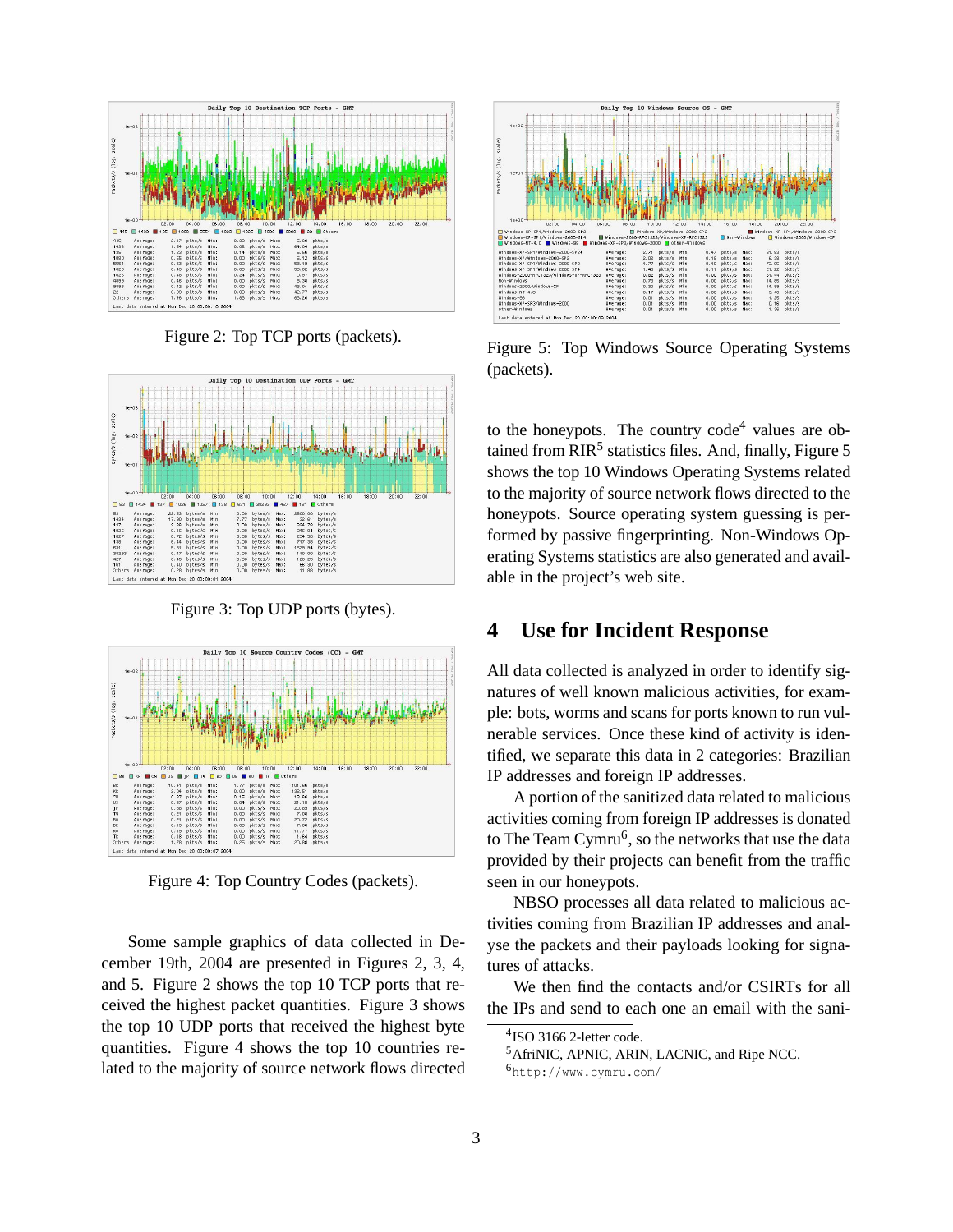Figure 2: Top TCP ports (packets).

Figure 3: Top UDP ports (bytes).

Figure 4: Top Country Codes (packets).

Some sample graphics of data collected in December 19th, 2004 are presented in Figures 2, 3, 4, and 5. Figure 2 shows the top 10 TCP ports that received the highest packet quantities. Figure 3 shows the top 10 UDP ports that received the highest byte quantities. Figure 4 shows the top 10 countries related to the majority of source network flows directed to the honeypots. The country code[4] values are obtained from RIR[5] statistics files. And, finally, Figure 5 shows the top 10 Windows Operating Systems related to the majority of source network flows directed to the honeypots. Source operating system guessing is performed by passive fingerprinting. Non-Windows Operating Systems statistics are also generated and available in the project's web site.

Figure 5: Top Windows Source Operating Systems (packets).

## 4 Use for Incident Response

All data collected is analyzed in order to identify signatures of well known malicious activities, for example: bots, worms and scans for ports known to run vulnerable services. Once these kind of activity is identified, we separate this data in 2 categories: Brazilian IP addresses and foreign IP addresses.

A portion of the sanitized data related to malicious activities coming from foreign IP addresses is donated to The Team Cymru[6], so the networks that use the data provided by their projects can benefit from the traffic seen in our honeypots.

NBSO processes all data related to malicious activities coming from Brazilian IP addresses and analyse the packets and their payloads looking for signatures of attacks.

We then find the contacts and/or CSIRTs for all the IPs and send to each one an email with the sani-

[4] ISO 3166 2-letter code.

[5] AfriNIC, APNIC, ARIN, LACNIC, and Ripe NCC.

[6] `http://www.cymru.com/`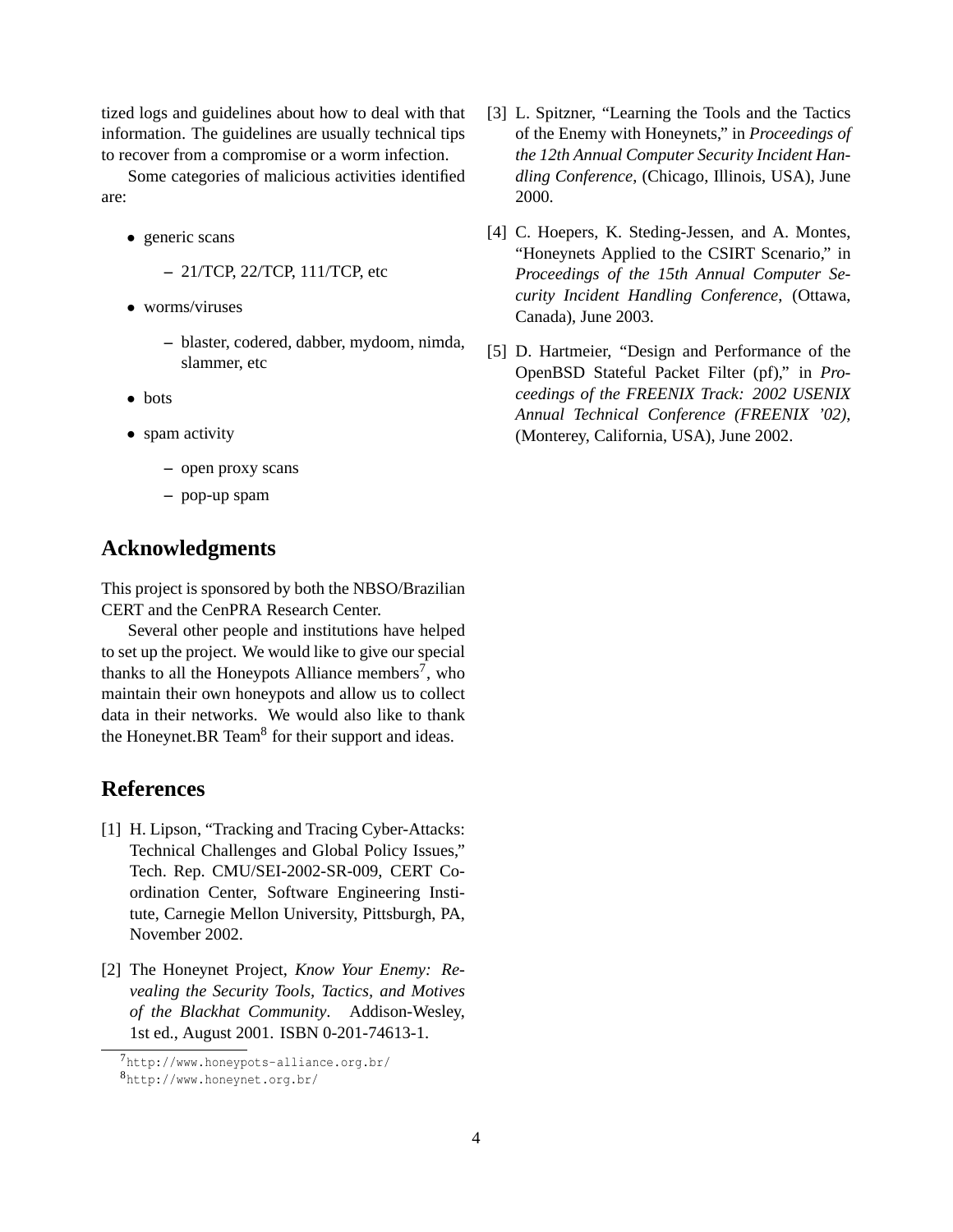tized logs and guidelines about how to deal with that information. The guidelines are usually technical tips to recover from a compromise or a worm infection.

Some categories of malicious activities identified are:

- generic scans
  - 21/TCP, 22/TCP, 111/TCP, etc
- worms/viruses
  - blaster, codered, dabber, mydoom, nimda, slammer, etc
- bots
- spam activity
  - open proxy scans
  - pop-up spam

## Acknowledgments

This project is sponsored by both the NBSO/Brazilian CERT and the CenPRA Research Center.

Several other people and institutions have helped to set up the project. We would like to give our special thanks to all the Honeypots Alliance members[7], who maintain their own honeypots and allow us to collect data in their networks. We would also like to thank the Honeynet.BR Team[8] for their support and ideas.

## References

[1] H. Lipson, "Tracking and Tracing Cyber-Attacks: Technical Challenges and Global Policy Issues," Tech. Rep. CMU/SEI-2002-SR-009, CERT Coordination Center, Software Engineering Institute, Carnegie Mellon University, Pittsburgh, PA, November 2002.

[2] The Honeynet Project, *Know Your Enemy: Revealing the Security Tools, Tactics, and Motives of the Blackhat Community*. Addison-Wesley, 1st ed., August 2001. ISBN 0-201-74613-1.

[3] L. Spitzner, "Learning the Tools and the Tactics of the Enemy with Honeynets," in *Proceedings of the 12th Annual Computer Security Incident Handling Conference*, (Chicago, Illinois, USA), June 2000.

[4] C. Hoepers, K. Steding-Jessen, and A. Montes, "Honeynets Applied to the CSIRT Scenario," in *Proceedings of the 15th Annual Computer Security Incident Handling Conference*, (Ottawa, Canada), June 2003.

[5] D. Hartmeier, "Design and Performance of the OpenBSD Stateful Packet Filter (pf)," in *Proceedings of the FREENIX Track: 2002 USENIX Annual Technical Conference (FREENIX '02)*, (Monterey, California, USA), June 2002.

[7] http://www.honeypots-alliance.org.br/

[8] http://www.honeynet.org.br/